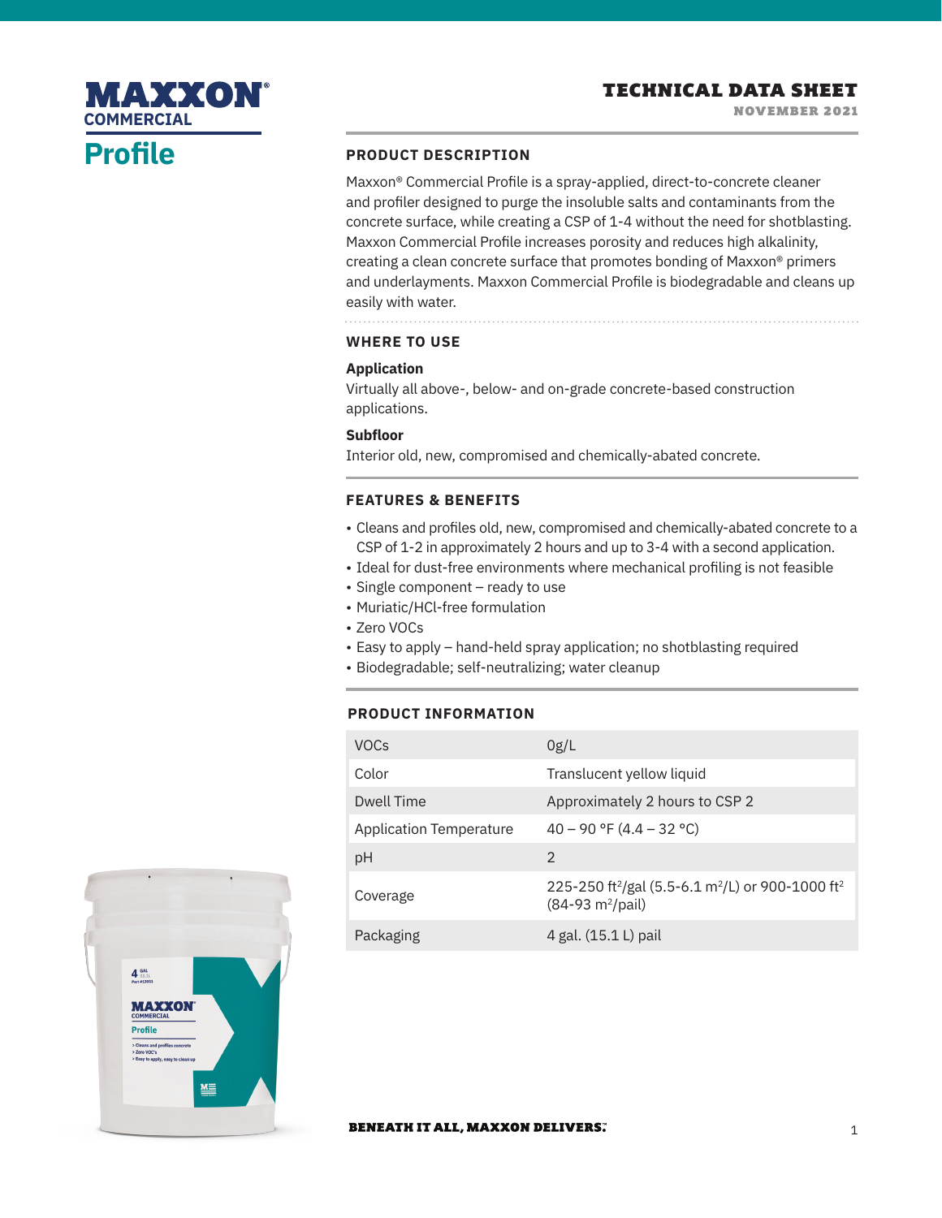# MAXXON® COMMERCIAL

# Profile

## TECHNICAL DATA SHEET

NOVEMBER 2021

### PRODUCT DESCRIPTION

Maxxon® Commercial Profile is a spray-applied, direct-to-concrete cleaner and profiler designed to purge the insoluble salts and contaminants from the concrete surface, while creating a CSP of 1-4 without the need for shotblasting. Maxxon Commercial Profile increases porosity and reduces high alkalinity, creating a clean concrete surface that promotes bonding of Maxxon® primers and underlayments. Maxxon Commercial Profile is biodegradable and cleans up easily with water.

### WHERE TO USE

**Application**

Virtually all above-, below- and on-grade concrete-based construction applications.

**Subfloor**

Interior old, new, compromised and chemically-abated concrete.

### FEATURES & BENEFITS

- Cleans and profiles old, new, compromised and chemically-abated concrete to a CSP of 1-2 in approximately 2 hours and up to 3-4 with a second application.
- Ideal for dust-free environments where mechanical profiling is not feasible
- Single component – ready to use
- Muriatic/HCl-free formulation
- Zero VOCs
- Easy to apply – hand-held spray application; no shotblasting required
- Biodegradable; self-neutralizing; water cleanup

### PRODUCT INFORMATION

| | |
|---|---|
| VOCs | 0g/L |
| Color | Translucent yellow liquid |
| Dwell Time | Approximately 2 hours to CSP 2 |
| Application Temperature | 40 – 90 °F (4.4 – 32 °C) |
| pH | 2 |
| Coverage | 225-250 $ft^2$/gal (5.5-6.1 $m^2$/L) or 900-1000 $ft^2$ (84-93 $m^2$/pail) |
| Packaging | 4 gal. (15.1 L) pail |

BENEATH IT ALL, MAXXON DELIVERS.™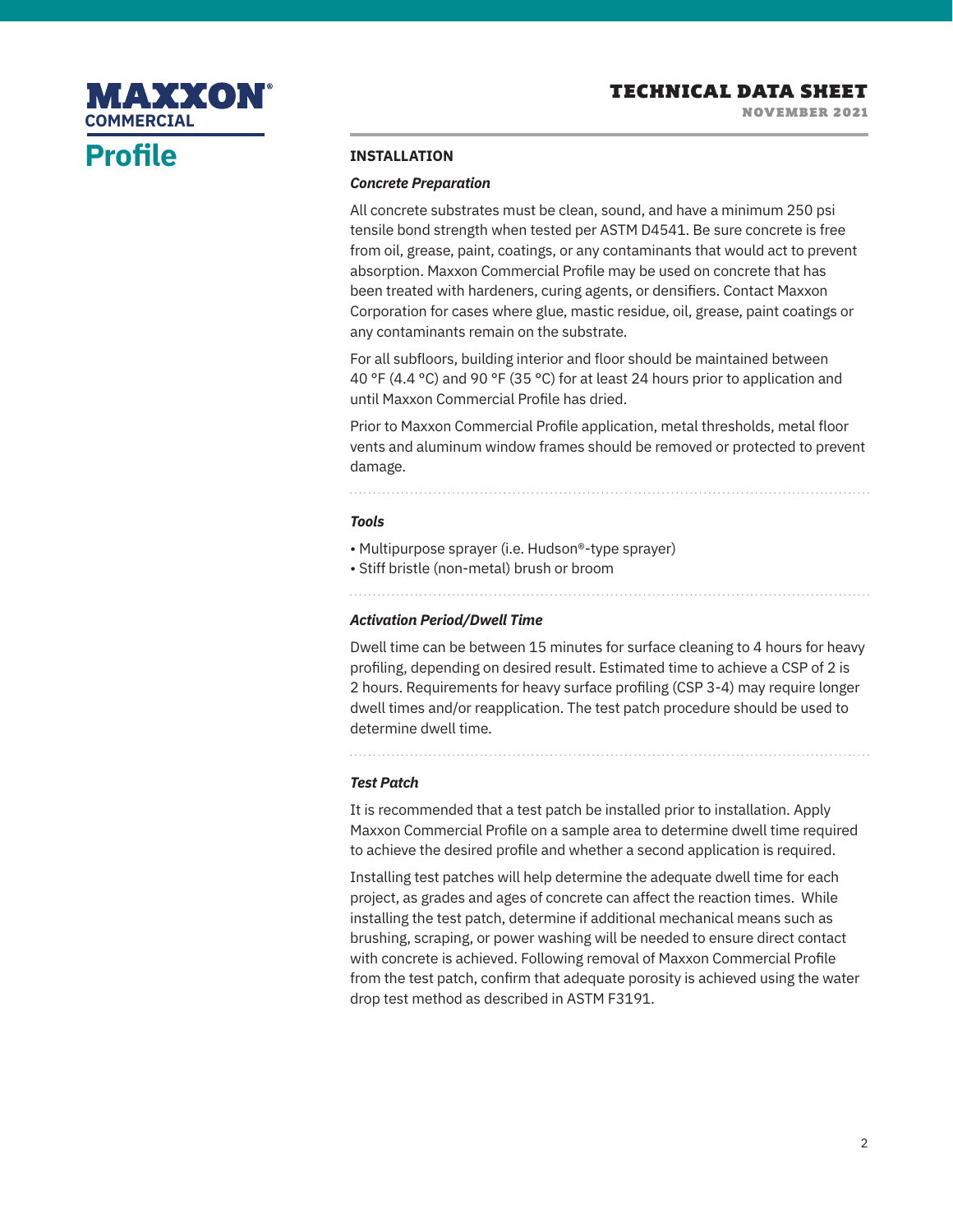## INSTALLATION

### *Concrete Preparation*

All concrete substrates must be clean, sound, and have a minimum 250 psi tensile bond strength when tested per ASTM D4541. Be sure concrete is free from oil, grease, paint, coatings, or any contaminants that would act to prevent absorption. Maxxon Commercial Profile may be used on concrete that has been treated with hardeners, curing agents, or densifiers. Contact Maxxon Corporation for cases where glue, mastic residue, oil, grease, paint coatings or any contaminants remain on the substrate.

For all subfloors, building interior and floor should be maintained between 40 °F (4.4 °C) and 90 °F (35 °C) for at least 24 hours prior to application and until Maxxon Commercial Profile has dried.

Prior to Maxxon Commercial Profile application, metal thresholds, metal floor vents and aluminum window frames should be removed or protected to prevent damage.

### *Tools*

- Multipurpose sprayer (i.e. Hudson®-type sprayer)
- Stiff bristle (non-metal) brush or broom

### *Activation Period/Dwell Time*

Dwell time can be between 15 minutes for surface cleaning to 4 hours for heavy profiling, depending on desired result. Estimated time to achieve a CSP of 2 is 2 hours. Requirements for heavy surface profiling (CSP 3-4) may require longer dwell times and/or reapplication. The test patch procedure should be used to determine dwell time.

### *Test Patch*

It is recommended that a test patch be installed prior to installation. Apply Maxxon Commercial Profile on a sample area to determine dwell time required to achieve the desired profile and whether a second application is required.

Installing test patches will help determine the adequate dwell time for each project, as grades and ages of concrete can affect the reaction times. While installing the test patch, determine if additional mechanical means such as brushing, scraping, or power washing will be needed to ensure direct contact with concrete is achieved. Following removal of Maxxon Commercial Profile from the test patch, confirm that adequate porosity is achieved using the water drop test method as described in ASTM F3191.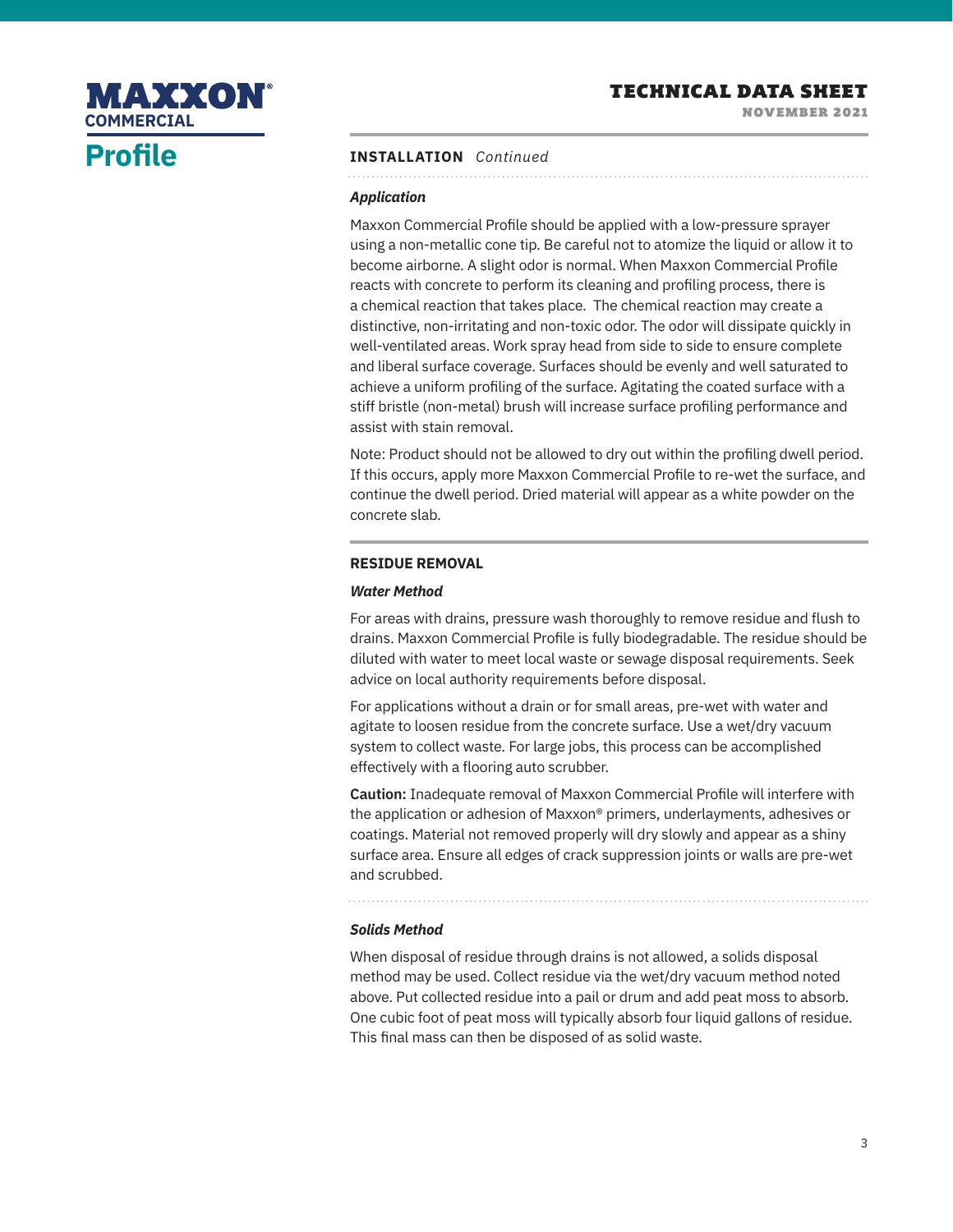## INSTALLATION *Continued*

### *Application*

Maxxon Commercial Profile should be applied with a low-pressure sprayer using a non-metallic cone tip. Be careful not to atomize the liquid or allow it to become airborne. A slight odor is normal. When Maxxon Commercial Profile reacts with concrete to perform its cleaning and profiling process, there is a chemical reaction that takes place. The chemical reaction may create a distinctive, non-irritating and non-toxic odor. The odor will dissipate quickly in well-ventilated areas. Work spray head from side to side to ensure complete and liberal surface coverage. Surfaces should be evenly and well saturated to achieve a uniform profiling of the surface. Agitating the coated surface with a stiff bristle (non-metal) brush will increase surface profiling performance and assist with stain removal.

Note: Product should not be allowed to dry out within the profiling dwell period. If this occurs, apply more Maxxon Commercial Profile to re-wet the surface, and continue the dwell period. Dried material will appear as a white powder on the concrete slab.

## RESIDUE REMOVAL

### *Water Method*

For areas with drains, pressure wash thoroughly to remove residue and flush to drains. Maxxon Commercial Profile is fully biodegradable. The residue should be diluted with water to meet local waste or sewage disposal requirements. Seek advice on local authority requirements before disposal.

For applications without a drain or for small areas, pre-wet with water and agitate to loosen residue from the concrete surface. Use a wet/dry vacuum system to collect waste. For large jobs, this process can be accomplished effectively with a flooring auto scrubber.

**Caution:** Inadequate removal of Maxxon Commercial Profile will interfere with the application or adhesion of Maxxon® primers, underlayments, adhesives or coatings. Material not removed properly will dry slowly and appear as a shiny surface area. Ensure all edges of crack suppression joints or walls are pre-wet and scrubbed.

### *Solids Method*

When disposal of residue through drains is not allowed, a solids disposal method may be used. Collect residue via the wet/dry vacuum method noted above. Put collected residue into a pail or drum and add peat moss to absorb. One cubic foot of peat moss will typically absorb four liquid gallons of residue. This final mass can then be disposed of as solid waste.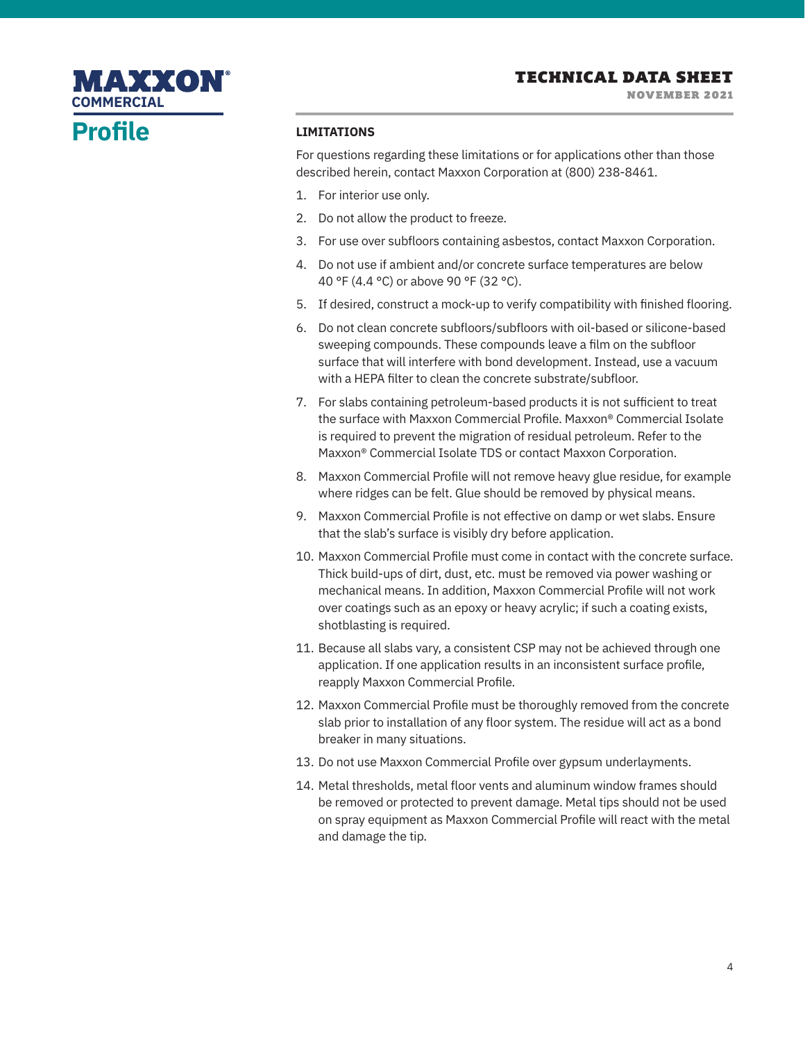## LIMITATIONS

For questions regarding these limitations or for applications other than those described herein, contact Maxxon Corporation at (800) 238-8461.

1. For interior use only.
2. Do not allow the product to freeze.
3. For use over subfloors containing asbestos, contact Maxxon Corporation.
4. Do not use if ambient and/or concrete surface temperatures are below 40 °F (4.4 °C) or above 90 °F (32 °C).
5. If desired, construct a mock-up to verify compatibility with finished flooring.
6. Do not clean concrete subfloors/subfloors with oil-based or silicone-based sweeping compounds. These compounds leave a film on the subfloor surface that will interfere with bond development. Instead, use a vacuum with a HEPA filter to clean the concrete substrate/subfloor.
7. For slabs containing petroleum-based products it is not sufficient to treat the surface with Maxxon Commercial Profile. Maxxon® Commercial Isolate is required to prevent the migration of residual petroleum. Refer to the Maxxon® Commercial Isolate TDS or contact Maxxon Corporation.
8. Maxxon Commercial Profile will not remove heavy glue residue, for example where ridges can be felt. Glue should be removed by physical means.
9. Maxxon Commercial Profile is not effective on damp or wet slabs. Ensure that the slab's surface is visibly dry before application.
10. Maxxon Commercial Profile must come in contact with the concrete surface. Thick build-ups of dirt, dust, etc. must be removed via power washing or mechanical means. In addition, Maxxon Commercial Profile will not work over coatings such as an epoxy or heavy acrylic; if such a coating exists, shotblasting is required.
11. Because all slabs vary, a consistent CSP may not be achieved through one application. If one application results in an inconsistent surface profile, reapply Maxxon Commercial Profile.
12. Maxxon Commercial Profile must be thoroughly removed from the concrete slab prior to installation of any floor system. The residue will act as a bond breaker in many situations.
13. Do not use Maxxon Commercial Profile over gypsum underlayments.
14. Metal thresholds, metal floor vents and aluminum window frames should be removed or protected to prevent damage. Metal tips should not be used on spray equipment as Maxxon Commercial Profile will react with the metal and damage the tip.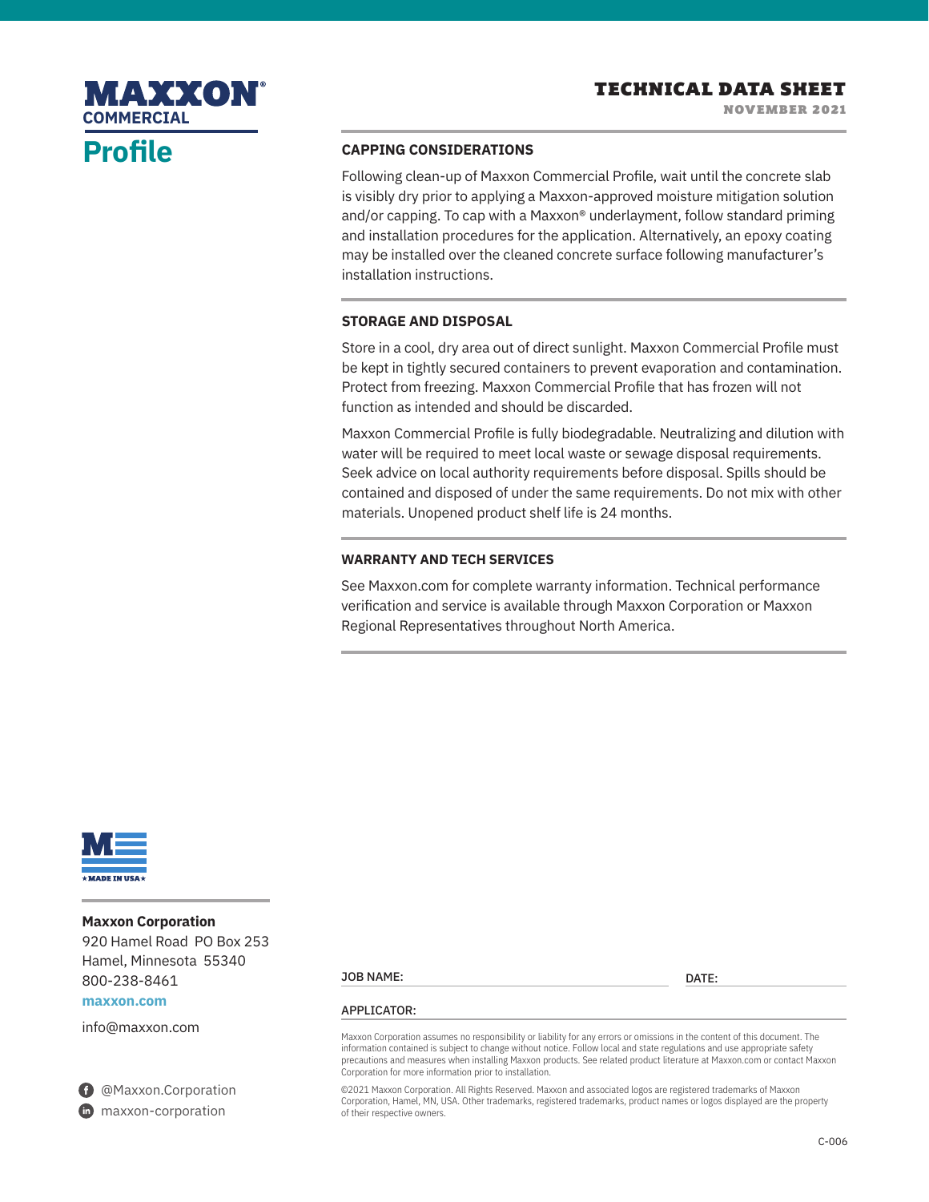# MAXXON® COMMERCIAL

## Profile

**TECHNICAL DATA SHEET**
NOVEMBER 2021

### CAPPING CONSIDERATIONS

Following clean-up of Maxxon Commercial Profile, wait until the concrete slab is visibly dry prior to applying a Maxxon-approved moisture mitigation solution and/or capping. To cap with a Maxxon® underlayment, follow standard priming and installation procedures for the application. Alternatively, an epoxy coating may be installed over the cleaned concrete surface following manufacturer's installation instructions.

### STORAGE AND DISPOSAL

Store in a cool, dry area out of direct sunlight. Maxxon Commercial Profile must be kept in tightly secured containers to prevent evaporation and contamination. Protect from freezing. Maxxon Commercial Profile that has frozen will not function as intended and should be discarded.

Maxxon Commercial Profile is fully biodegradable. Neutralizing and dilution with water will be required to meet local waste or sewage disposal requirements. Seek advice on local authority requirements before disposal. Spills should be contained and disposed of under the same requirements. Do not mix with other materials. Unopened product shelf life is 24 months.

### WARRANTY AND TECH SERVICES

See Maxxon.com for complete warranty information. Technical performance verification and service is available through Maxxon Corporation or Maxxon Regional Representatives throughout North America.

★MADE IN USA★

**Maxxon Corporation**
920 Hamel Road PO Box 253
Hamel, Minnesota 55340
800-238-8461
**maxxon.com**
info@maxxon.com

@Maxxon.Corporation
maxxon-corporation

JOB NAME: DATE:

APPLICATOR:

Maxxon Corporation assumes no responsibility or liability for any errors or omissions in the content of this document. The information contained is subject to change without notice. Follow local and state regulations and use appropriate safety precautions and measures when installing Maxxon products. See related product literature at Maxxon.com or contact Maxxon Corporation for more information prior to installation.

©2021 Maxxon Corporation. All Rights Reserved. Maxxon and associated logos are registered trademarks of Maxxon Corporation, Hamel, MN, USA. Other trademarks, registered trademarks, product names or logos displayed are the property of their respective owners.

C-006